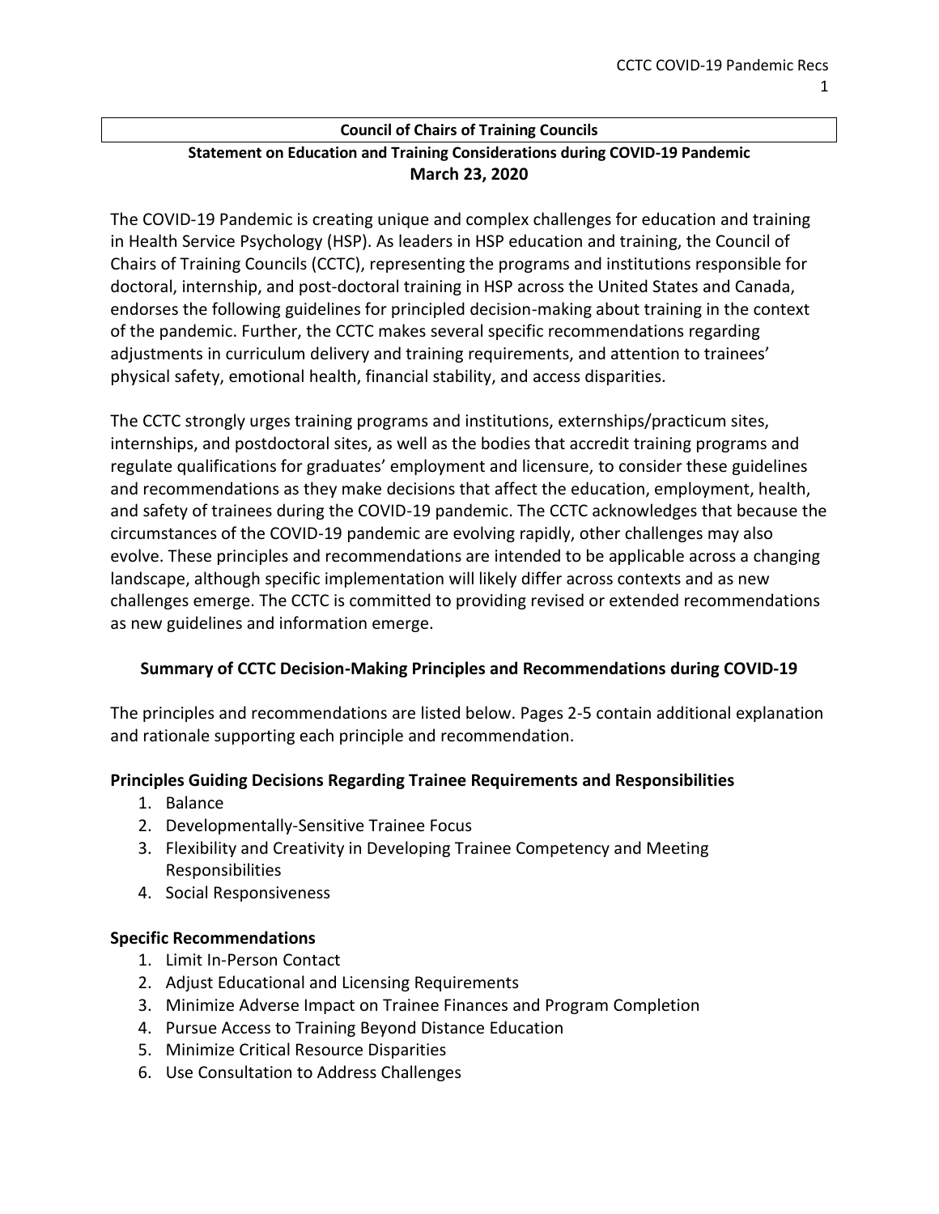**Council of Chairs of Training Councils**

**Statement on Education and Training Considerations during COVID-19 Pandemic**
**March 23, 2020**

The COVID-19 Pandemic is creating unique and complex challenges for education and training in Health Service Psychology (HSP). As leaders in HSP education and training, the Council of Chairs of Training Councils (CCTC), representing the programs and institutions responsible for doctoral, internship, and post-doctoral training in HSP across the United States and Canada, endorses the following guidelines for principled decision-making about training in the context of the pandemic. Further, the CCTC makes several specific recommendations regarding adjustments in curriculum delivery and training requirements, and attention to trainees' physical safety, emotional health, financial stability, and access disparities.

The CCTC strongly urges training programs and institutions, externships/practicum sites, internships, and postdoctoral sites, as well as the bodies that accredit training programs and regulate qualifications for graduates' employment and licensure, to consider these guidelines and recommendations as they make decisions that affect the education, employment, health, and safety of trainees during the COVID-19 pandemic. The CCTC acknowledges that because the circumstances of the COVID-19 pandemic are evolving rapidly, other challenges may also evolve. These principles and recommendations are intended to be applicable across a changing landscape, although specific implementation will likely differ across contexts and as new challenges emerge. The CCTC is committed to providing revised or extended recommendations as new guidelines and information emerge.

## Summary of CCTC Decision-Making Principles and Recommendations during COVID-19

The principles and recommendations are listed below. Pages 2-5 contain additional explanation and rationale supporting each principle and recommendation.

### Principles Guiding Decisions Regarding Trainee Requirements and Responsibilities

1. Balance
2. Developmentally-Sensitive Trainee Focus
3. Flexibility and Creativity in Developing Trainee Competency and Meeting Responsibilities
4. Social Responsiveness

### Specific Recommendations

1. Limit In-Person Contact
2. Adjust Educational and Licensing Requirements
3. Minimize Adverse Impact on Trainee Finances and Program Completion
4. Pursue Access to Training Beyond Distance Education
5. Minimize Critical Resource Disparities
6. Use Consultation to Address Challenges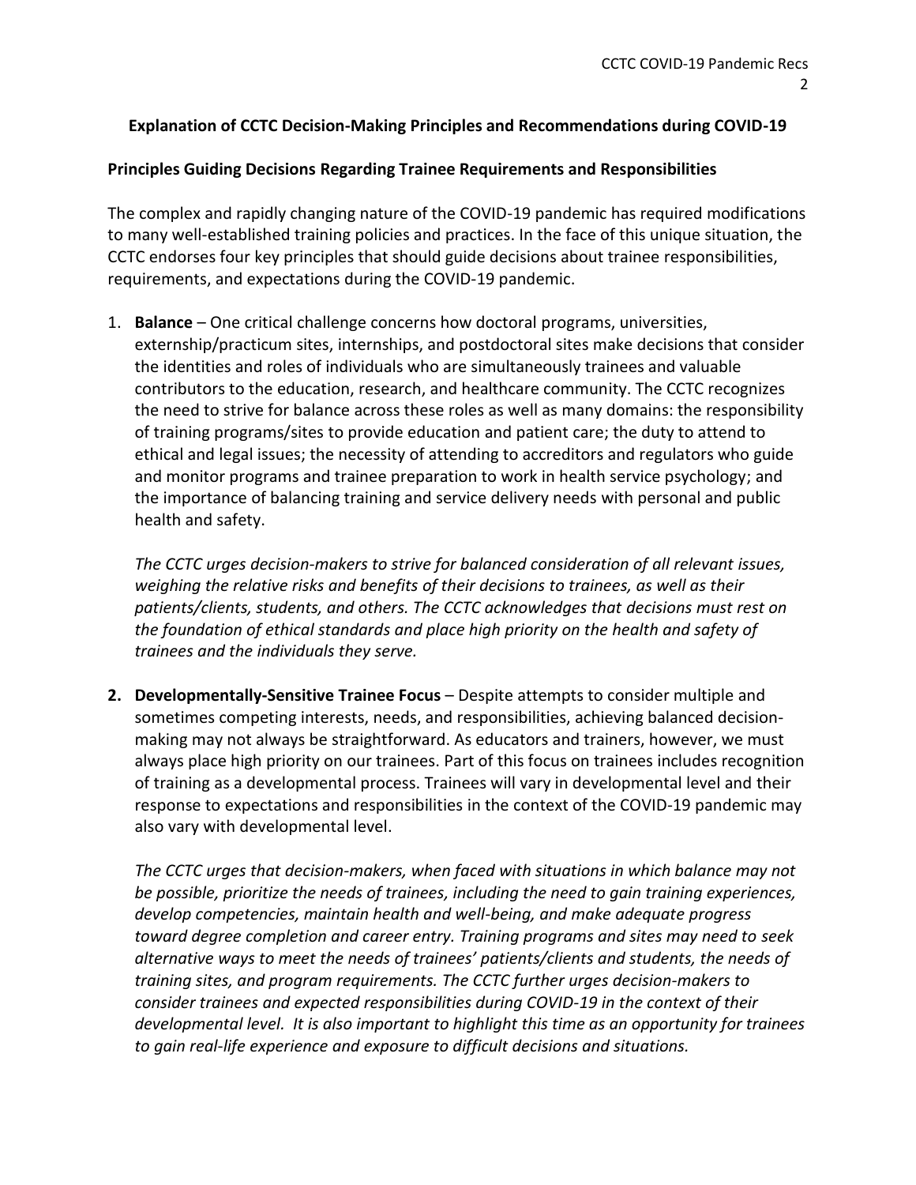## Explanation of CCTC Decision-Making Principles and Recommendations during COVID-19

### Principles Guiding Decisions Regarding Trainee Requirements and Responsibilities

The complex and rapidly changing nature of the COVID-19 pandemic has required modifications to many well-established training policies and practices. In the face of this unique situation, the CCTC endorses four key principles that should guide decisions about trainee responsibilities, requirements, and expectations during the COVID-19 pandemic.

1. **Balance** – One critical challenge concerns how doctoral programs, universities, externship/practicum sites, internships, and postdoctoral sites make decisions that consider the identities and roles of individuals who are simultaneously trainees and valuable contributors to the education, research, and healthcare community. The CCTC recognizes the need to strive for balance across these roles as well as many domains: the responsibility of training programs/sites to provide education and patient care; the duty to attend to ethical and legal issues; the necessity of attending to accreditors and regulators who guide and monitor programs and trainee preparation to work in health service psychology; and the importance of balancing training and service delivery needs with personal and public health and safety.

   *The CCTC urges decision-makers to strive for balanced consideration of all relevant issues, weighing the relative risks and benefits of their decisions to trainees, as well as their patients/clients, students, and others. The CCTC acknowledges that decisions must rest on the foundation of ethical standards and place high priority on the health and safety of trainees and the individuals they serve.*

2. **Developmentally-Sensitive Trainee Focus** – Despite attempts to consider multiple and sometimes competing interests, needs, and responsibilities, achieving balanced decision-making may not always be straightforward. As educators and trainers, however, we must always place high priority on our trainees. Part of this focus on trainees includes recognition of training as a developmental process. Trainees will vary in developmental level and their response to expectations and responsibilities in the context of the COVID-19 pandemic may also vary with developmental level.

   *The CCTC urges that decision-makers, when faced with situations in which balance may not be possible, prioritize the needs of trainees, including the need to gain training experiences, develop competencies, maintain health and well-being, and make adequate progress toward degree completion and career entry. Training programs and sites may need to seek alternative ways to meet the needs of trainees' patients/clients and students, the needs of training sites, and program requirements. The CCTC further urges decision-makers to consider trainees and expected responsibilities during COVID-19 in the context of their developmental level. It is also important to highlight this time as an opportunity for trainees to gain real-life experience and exposure to difficult decisions and situations.*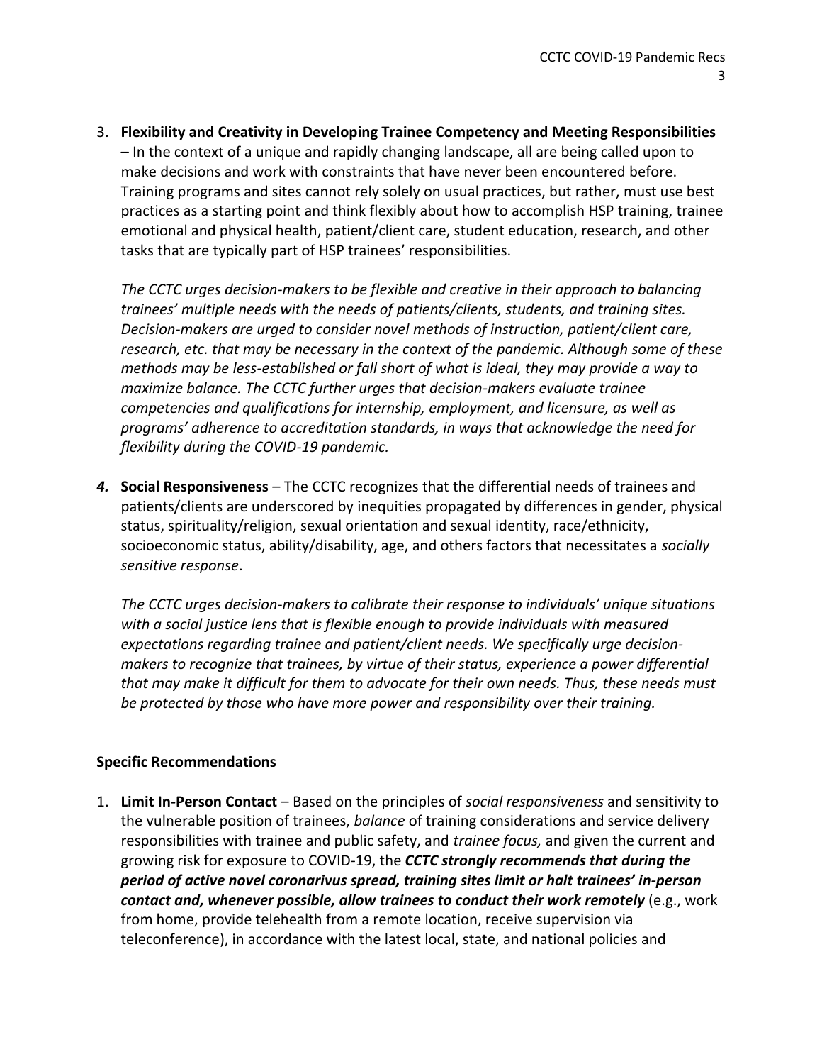3. **Flexibility and Creativity in Developing Trainee Competency and Meeting Responsibilities** – In the context of a unique and rapidly changing landscape, all are being called upon to make decisions and work with constraints that have never been encountered before. Training programs and sites cannot rely solely on usual practices, but rather, must use best practices as a starting point and think flexibly about how to accomplish HSP training, trainee emotional and physical health, patient/client care, student education, research, and other tasks that are typically part of HSP trainees' responsibilities.

   *The CCTC urges decision-makers to be flexible and creative in their approach to balancing trainees' multiple needs with the needs of patients/clients, students, and training sites. Decision-makers are urged to consider novel methods of instruction, patient/client care, research, etc. that may be necessary in the context of the pandemic. Although some of these methods may be less-established or fall short of what is ideal, they may provide a way to maximize balance. The CCTC further urges that decision-makers evaluate trainee competencies and qualifications for internship, employment, and licensure, as well as programs' adherence to accreditation standards, in ways that acknowledge the need for flexibility during the COVID-19 pandemic.*

4. **Social Responsiveness** – The CCTC recognizes that the differential needs of trainees and patients/clients are underscored by inequities propagated by differences in gender, physical status, spirituality/religion, sexual orientation and sexual identity, race/ethnicity, socioeconomic status, ability/disability, age, and others factors that necessitates a *socially sensitive response*.

   *The CCTC urges decision-makers to calibrate their response to individuals' unique situations with a social justice lens that is flexible enough to provide individuals with measured expectations regarding trainee and patient/client needs. We specifically urge decision-makers to recognize that trainees, by virtue of their status, experience a power differential that may make it difficult for them to advocate for their own needs. Thus, these needs must be protected by those who have more power and responsibility over their training.*

**Specific Recommendations**

1. **Limit In-Person Contact** – Based on the principles of *social responsiveness* and sensitivity to the vulnerable position of trainees, *balance* of training considerations and service delivery responsibilities with trainee and public safety, and *trainee focus,* and given the current and growing risk for exposure to COVID-19, the ***CCTC strongly recommends that during the period of active novel coronarivus spread, training sites limit or halt trainees' in-person contact and, whenever possible, allow trainees to conduct their work remotely*** (e.g., work from home, provide telehealth from a remote location, receive supervision via teleconference), in accordance with the latest local, state, and national policies and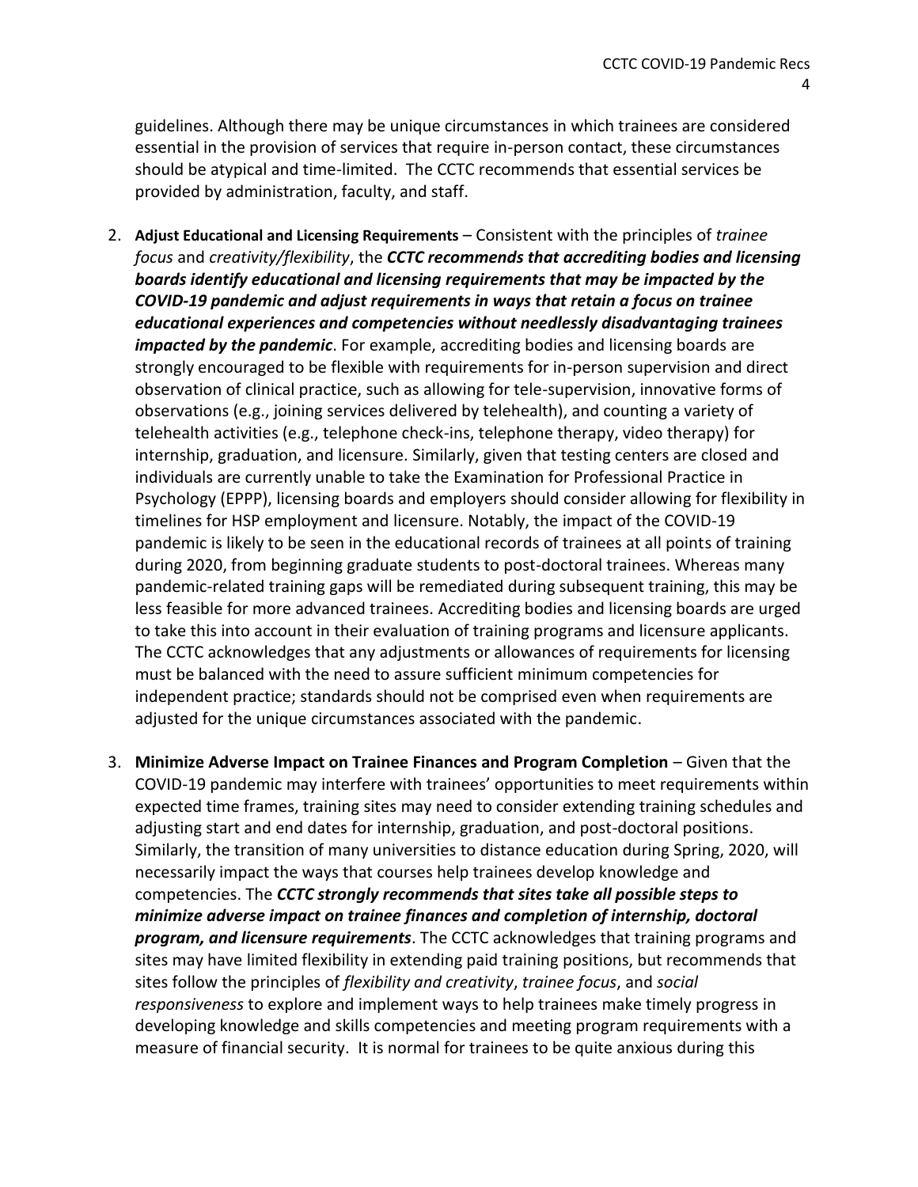guidelines. Although there may be unique circumstances in which trainees are considered essential in the provision of services that require in-person contact, these circumstances should be atypical and time-limited. The CCTC recommends that essential services be provided by administration, faculty, and staff.

2. **Adjust Educational and Licensing Requirements** – Consistent with the principles of *trainee focus* and *creativity/flexibility*, the ***CCTC recommends that accrediting bodies and licensing boards identify educational and licensing requirements that may be impacted by the COVID-19 pandemic and adjust requirements in ways that retain a focus on trainee educational experiences and competencies without needlessly disadvantaging trainees impacted by the pandemic***. For example, accrediting bodies and licensing boards are strongly encouraged to be flexible with requirements for in-person supervision and direct observation of clinical practice, such as allowing for tele-supervision, innovative forms of observations (e.g., joining services delivered by telehealth), and counting a variety of telehealth activities (e.g., telephone check-ins, telephone therapy, video therapy) for internship, graduation, and licensure. Similarly, given that testing centers are closed and individuals are currently unable to take the Examination for Professional Practice in Psychology (EPPP), licensing boards and employers should consider allowing for flexibility in timelines for HSP employment and licensure. Notably, the impact of the COVID-19 pandemic is likely to be seen in the educational records of trainees at all points of training during 2020, from beginning graduate students to post-doctoral trainees. Whereas many pandemic-related training gaps will be remediated during subsequent training, this may be less feasible for more advanced trainees. Accrediting bodies and licensing boards are urged to take this into account in their evaluation of training programs and licensure applicants. The CCTC acknowledges that any adjustments or allowances of requirements for licensing must be balanced with the need to assure sufficient minimum competencies for independent practice; standards should not be comprised even when requirements are adjusted for the unique circumstances associated with the pandemic.

3. **Minimize Adverse Impact on Trainee Finances and Program Completion** – Given that the COVID-19 pandemic may interfere with trainees' opportunities to meet requirements within expected time frames, training sites may need to consider extending training schedules and adjusting start and end dates for internship, graduation, and post-doctoral positions. Similarly, the transition of many universities to distance education during Spring, 2020, will necessarily impact the ways that courses help trainees develop knowledge and competencies. The ***CCTC strongly recommends that sites take all possible steps to minimize adverse impact on trainee finances and completion of internship, doctoral program, and licensure requirements***. The CCTC acknowledges that training programs and sites may have limited flexibility in extending paid training positions, but recommends that sites follow the principles of *flexibility and creativity*, *trainee focus*, and *social responsiveness* to explore and implement ways to help trainees make timely progress in developing knowledge and skills competencies and meeting program requirements with a measure of financial security. It is normal for trainees to be quite anxious during this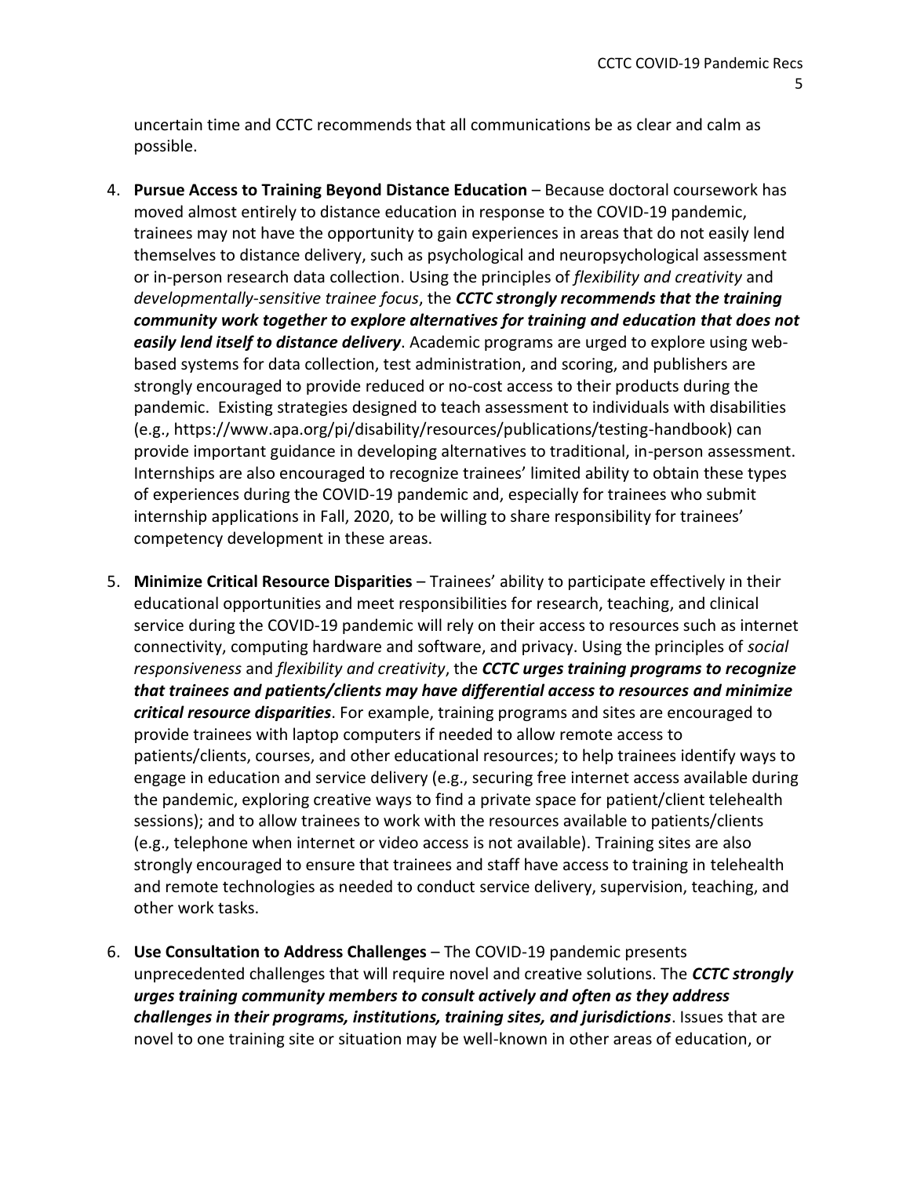uncertain time and CCTC recommends that all communications be as clear and calm as possible.

4. **Pursue Access to Training Beyond Distance Education** – Because doctoral coursework has moved almost entirely to distance education in response to the COVID-19 pandemic, trainees may not have the opportunity to gain experiences in areas that do not easily lend themselves to distance delivery, such as psychological and neuropsychological assessment or in-person research data collection. Using the principles of *flexibility and creativity* and *developmentally-sensitive trainee focus*, the ***CCTC strongly recommends that the training community work together to explore alternatives for training and education that does not easily lend itself to distance delivery***. Academic programs are urged to explore using web-based systems for data collection, test administration, and scoring, and publishers are strongly encouraged to provide reduced or no-cost access to their products during the pandemic. Existing strategies designed to teach assessment to individuals with disabilities (e.g., https://www.apa.org/pi/disability/resources/publications/testing-handbook) can provide important guidance in developing alternatives to traditional, in-person assessment. Internships are also encouraged to recognize trainees' limited ability to obtain these types of experiences during the COVID-19 pandemic and, especially for trainees who submit internship applications in Fall, 2020, to be willing to share responsibility for trainees' competency development in these areas.

5. **Minimize Critical Resource Disparities** – Trainees' ability to participate effectively in their educational opportunities and meet responsibilities for research, teaching, and clinical service during the COVID-19 pandemic will rely on their access to resources such as internet connectivity, computing hardware and software, and privacy. Using the principles of *social responsiveness* and *flexibility and creativity*, the ***CCTC urges training programs to recognize that trainees and patients/clients may have differential access to resources and minimize critical resource disparities***. For example, training programs and sites are encouraged to provide trainees with laptop computers if needed to allow remote access to patients/clients, courses, and other educational resources; to help trainees identify ways to engage in education and service delivery (e.g., securing free internet access available during the pandemic, exploring creative ways to find a private space for patient/client telehealth sessions); and to allow trainees to work with the resources available to patients/clients (e.g., telephone when internet or video access is not available). Training sites are also strongly encouraged to ensure that trainees and staff have access to training in telehealth and remote technologies as needed to conduct service delivery, supervision, teaching, and other work tasks.

6. **Use Consultation to Address Challenges** – The COVID-19 pandemic presents unprecedented challenges that will require novel and creative solutions. The ***CCTC strongly urges training community members to consult actively and often as they address challenges in their programs, institutions, training sites, and jurisdictions***. Issues that are novel to one training site or situation may be well-known in other areas of education, or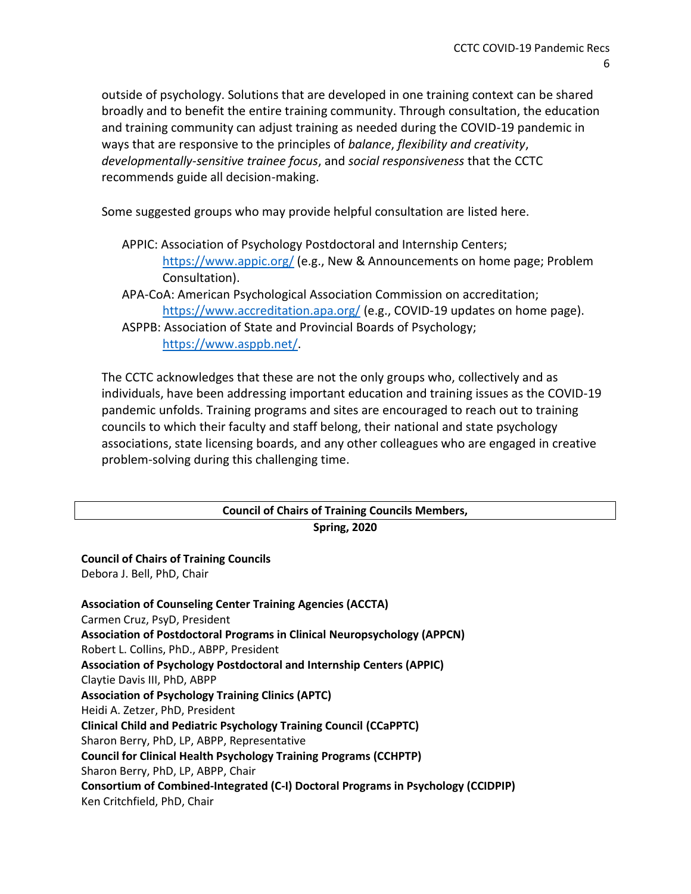outside of psychology. Solutions that are developed in one training context can be shared broadly and to benefit the entire training community. Through consultation, the education and training community can adjust training as needed during the COVID-19 pandemic in ways that are responsive to the principles of *balance*, *flexibility and creativity*, *developmentally-sensitive trainee focus*, and *social responsiveness* that the CCTC recommends guide all decision-making.

Some suggested groups who may provide helpful consultation are listed here.

- APPIC: Association of Psychology Postdoctoral and Internship Centers; https://www.appic.org/ (e.g., New & Announcements on home page; Problem Consultation).
- APA-CoA: American Psychological Association Commission on accreditation; https://www.accreditation.apa.org/ (e.g., COVID-19 updates on home page).
- ASPPB: Association of State and Provincial Boards of Psychology; https://www.asppb.net/.

The CCTC acknowledges that these are not the only groups who, collectively and as individuals, have been addressing important education and training issues as the COVID-19 pandemic unfolds. Training programs and sites are encouraged to reach out to training councils to which their faculty and staff belong, their national and state psychology associations, state licensing boards, and any other colleagues who are engaged in creative problem-solving during this challenging time.

## Council of Chairs of Training Councils Members, Spring, 2020

**Council of Chairs of Training Councils**
Debora J. Bell, PhD, Chair

**Association of Counseling Center Training Agencies (ACCTA)**
Carmen Cruz, PsyD, President

**Association of Postdoctoral Programs in Clinical Neuropsychology (APPCN)**
Robert L. Collins, PhD., ABPP, President

**Association of Psychology Postdoctoral and Internship Centers (APPIC)**
Claytie Davis III, PhD, ABPP

**Association of Psychology Training Clinics (APTC)**
Heidi A. Zetzer, PhD, President

**Clinical Child and Pediatric Psychology Training Council (CCaPPTC)**
Sharon Berry, PhD, LP, ABPP, Representative

**Council for Clinical Health Psychology Training Programs (CCHPTP)**
Sharon Berry, PhD, LP, ABPP, Chair

**Consortium of Combined-Integrated (C-I) Doctoral Programs in Psychology (CCIDPIP)**
Ken Critchfield, PhD, Chair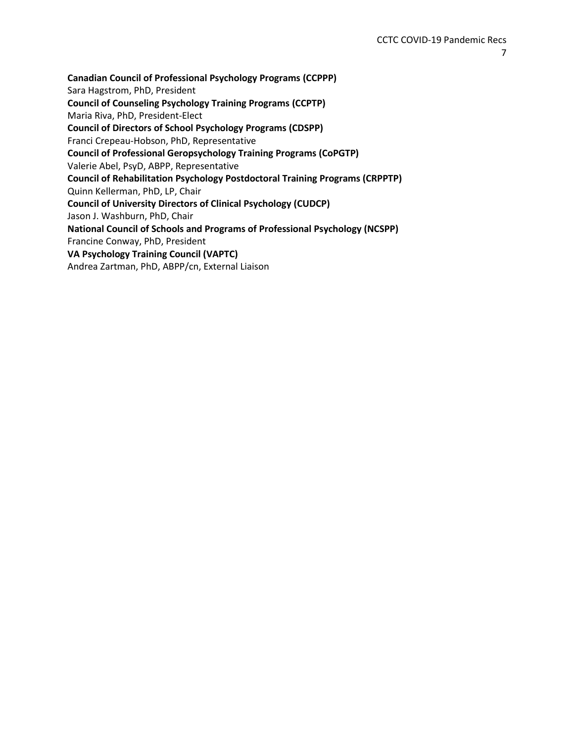**Canadian Council of Professional Psychology Programs (CCPPP)**
Sara Hagstrom, PhD, President
**Council of Counseling Psychology Training Programs (CCPTP)**
Maria Riva, PhD, President-Elect
**Council of Directors of School Psychology Programs (CDSPP)**
Franci Crepeau-Hobson, PhD, Representative
**Council of Professional Geropsychology Training Programs (CoPGTP)**
Valerie Abel, PsyD, ABPP, Representative
**Council of Rehabilitation Psychology Postdoctoral Training Programs (CRPPTP)**
Quinn Kellerman, PhD, LP, Chair
**Council of University Directors of Clinical Psychology (CUDCP)**
Jason J. Washburn, PhD, Chair
**National Council of Schools and Programs of Professional Psychology (NCSPP)**
Francine Conway, PhD, President
**VA Psychology Training Council (VAPTC)**
Andrea Zartman, PhD, ABPP/cn, External Liaison